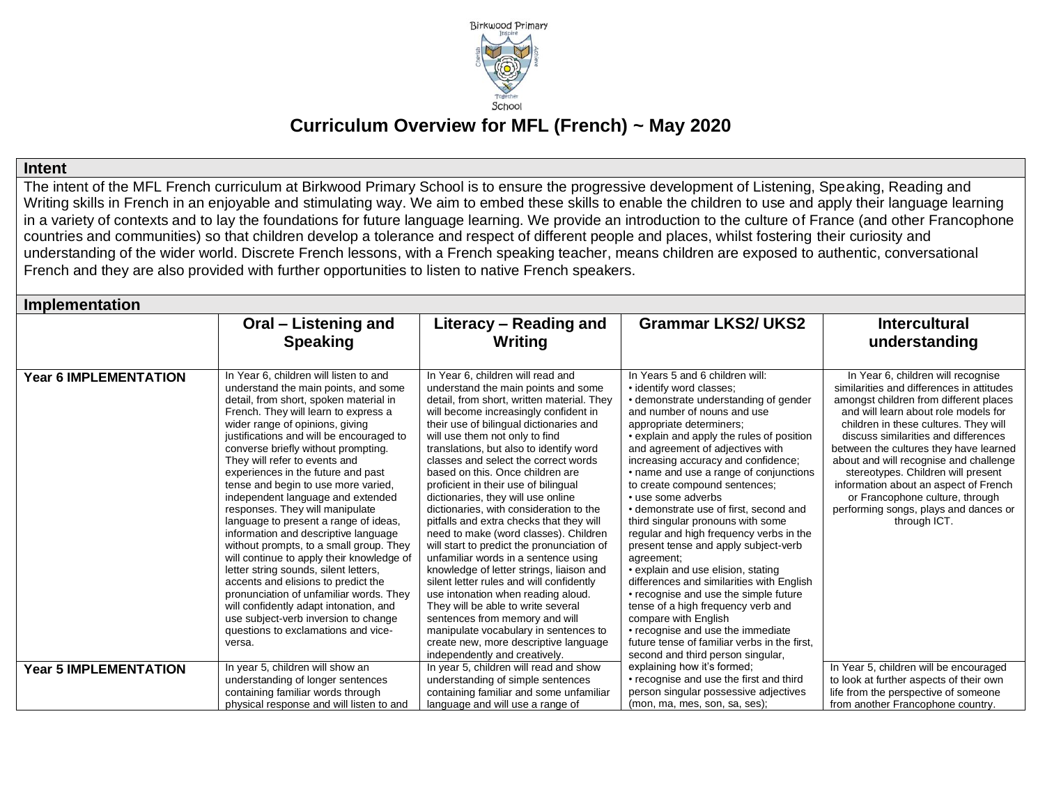Birkwood Primary School

# Curriculum Overview for MFL (French) ~ May 2020

## Intent

The intent of the MFL French curriculum at Birkwood Primary School is to ensure the progressive development of Listening, Speaking, Reading and Writing skills in French in an enjoyable and stimulating way. We aim to embed these skills to enable the children to use and apply their language learning in a variety of contexts and to lay the foundations for future language learning. We provide an introduction to the culture of France (and other Francophone countries and communities) so that children develop a tolerance and respect of different people and places, whilst fostering their curiosity and understanding of the wider world. Discrete French lessons, with a French speaking teacher, means children are exposed to authentic, conversational French and they are also provided with further opportunities to listen to native French speakers.

## Implementation

| | Oral – Listening and Speaking | Literacy – Reading and Writing | Grammar LKS2/ UKS2 | Intercultural understanding |
|---|---|---|---|---|
| **Year 6 IMPLEMENTATION** | In Year 6, children will listen to and understand the main points, and some detail, from short, spoken material in French. They will learn to express a wider range of opinions, giving justifications and will be encouraged to converse briefly without prompting. They will refer to events and experiences in the future and past tense and begin to use more varied, independent language and extended responses. They will manipulate language to present a range of ideas, information and descriptive language without prompts, to a small group. They will continue to apply their knowledge of letter string sounds, silent letters, accents and elisions to predict the pronunciation of unfamiliar words. They will confidently adapt intonation, and use subject-verb inversion to change questions to exclamations and vice-versa. | In Year 6, children will read and understand the main points and some detail, from short, written material. They will become increasingly confident in their use of bilingual dictionaries and will use them not only to find translations, but also to identify word classes and select the correct words based on this. Once children are proficient in their use of bilingual dictionaries, they will use online dictionaries, with consideration to the pitfalls and extra checks that they will need to make (word classes). Children will start to predict the pronunciation of unfamiliar words in a sentence using knowledge of letter strings, liaison and silent letter rules and will confidently use intonation when reading aloud. They will be able to write several sentences from memory and will manipulate vocabulary in sentences to create new, more descriptive language independently and creatively. | In Years 5 and 6 children will:<br>• identify word classes;<br>• demonstrate understanding of gender and number of nouns and use appropriate determiners;<br>• explain and apply the rules of position and agreement of adjectives with increasing accuracy and confidence;<br>• name and use a range of conjunctions to create compound sentences;<br>• use some adverbs<br>• demonstrate use of first, second and third singular pronouns with some regular and high frequency verbs in the present tense and apply subject-verb agreement;<br>• explain and use elision, stating differences and similarities with English<br>• recognise and use the simple future tense of a high frequency verb and compare with English<br>• recognise and use the immediate future tense of familiar verbs in the first, second and third person singular, explaining how it's formed;<br>• recognise and use the first and third person singular possessive adjectives (mon, ma, mes, son, sa, ses); | In Year 6, children will recognise similarities and differences in attitudes amongst children from different places and will learn about role models for children in these cultures. They will discuss similarities and differences between the cultures they have learned about and will recognise and challenge stereotypes. Children will present information about an aspect of French or Francophone culture, through performing songs, plays and dances or through ICT. |
| **Year 5 IMPLEMENTATION** | In year 5, children will show an understanding of longer sentences containing familiar words through physical response and will listen to and | In year 5, children will read and show understanding of simple sentences containing familiar and some unfamiliar language and will use a range of | | In Year 5, children will be encouraged to look at further aspects of their own life from the perspective of someone from another Francophone country. |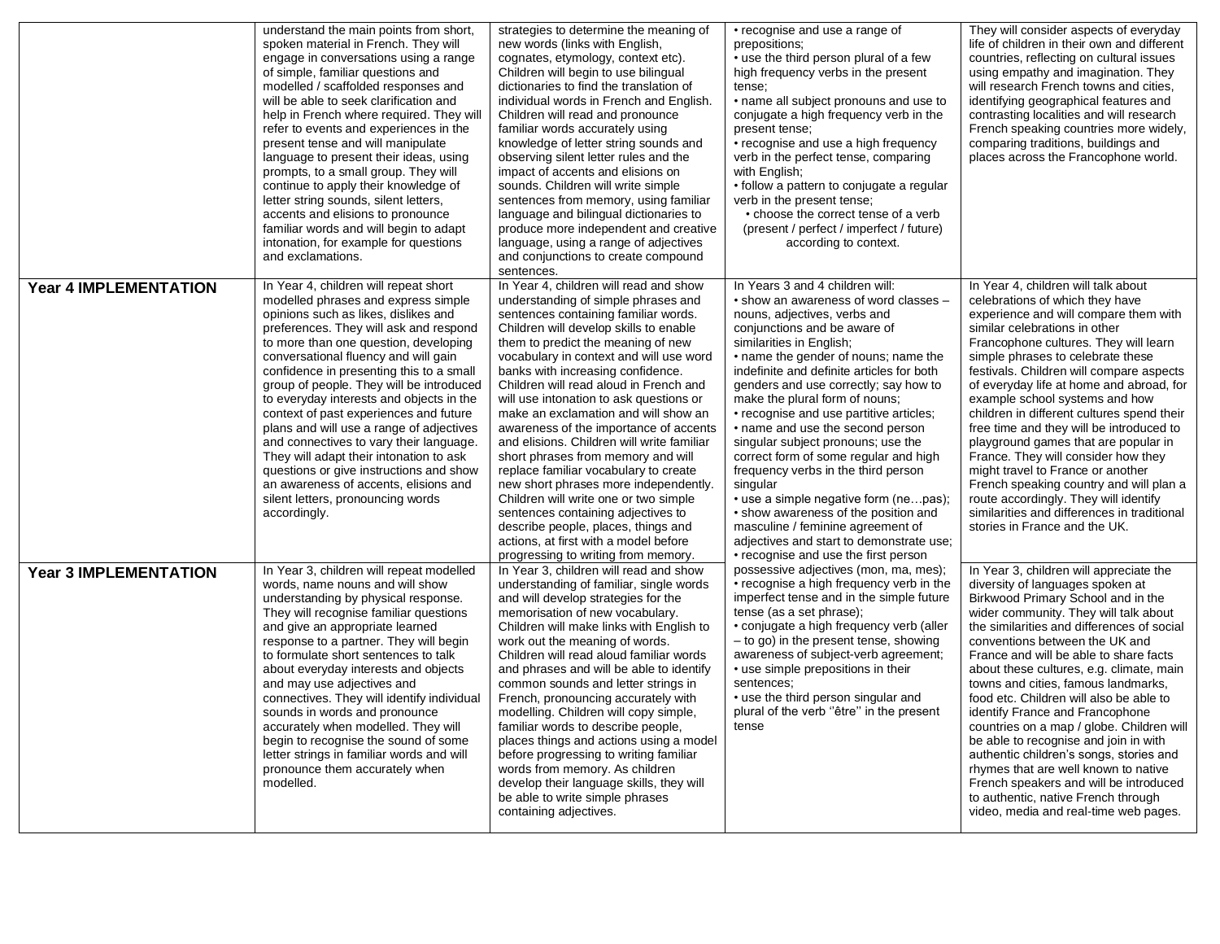|  |  |  |  |  |
| --- | --- | --- | --- | --- |
|  | understand the main points from short, spoken material in French. They will engage in conversations using a range of simple, familiar questions and modelled / scaffolded responses and will be able to seek clarification and help in French where required. They will refer to events and experiences in the present tense and will manipulate language to present their ideas, using prompts, to a small group. They will continue to apply their knowledge of letter string sounds, silent letters, accents and elisions to pronounce familiar words and will begin to adapt intonation, for example for questions and exclamations. | strategies to determine the meaning of new words (links with English, cognates, etymology, context etc). Children will begin to use bilingual dictionaries to find the translation of individual words in French and English. Children will read and pronounce familiar words accurately using knowledge of letter string sounds and observing silent letter rules and the impact of accents and elisions on sounds. Children will write simple sentences from memory, using familiar language and bilingual dictionaries to produce more independent and creative language, using a range of adjectives and conjunctions to create compound sentences. | • recognise and use a range of prepositions;<br>• use the third person plural of a few high frequency verbs in the present tense;<br>• name all subject pronouns and use to conjugate a high frequency verb in the present tense;<br>• recognise and use a high frequency verb in the perfect tense, comparing with English;<br>• follow a pattern to conjugate a regular verb in the present tense;<br>• choose the correct tense of a verb (present / perfect / imperfect / future) according to context. | They will consider aspects of everyday life of children in their own and different countries, reflecting on cultural issues using empathy and imagination. They will research French towns and cities, identifying geographical features and contrasting localities and will research French speaking countries more widely, comparing traditions, buildings and places across the Francophone world. |
| **Year 4 IMPLEMENTATION** | In Year 4, children will repeat short modelled phrases and express simple opinions such as likes, dislikes and preferences. They will ask and respond to more than one question, developing conversational fluency and will gain confidence in presenting this to a small group of people. They will be introduced to everyday interests and objects in the context of past experiences and future plans and will use a range of adjectives and connectives to vary their language. They will adapt their intonation to ask questions or give instructions and show an awareness of accents, elisions and silent letters, pronouncing words accordingly. | In Year 4, children will read and show understanding of simple phrases and sentences containing familiar words. Children will develop skills to enable them to predict the meaning of new vocabulary in context and will use word banks with increasing confidence. Children will read aloud in French and will use intonation to ask questions or make an exclamation and will show an awareness of the importance of accents and elisions. Children will write familiar short phrases from memory and will replace familiar vocabulary to create new short phrases more independently. Children will write one or two simple sentences containing adjectives to describe people, places, things and actions, at first with a model before progressing to writing from memory. | In Years 3 and 4 children will:<br>• show an awareness of word classes – nouns, adjectives, verbs and conjunctions and be aware of similarities in English;<br>• name the gender of nouns; name the indefinite and definite articles for both genders and use correctly; say how to make the plural form of nouns;<br>• recognise and use partitive articles;<br>• name and use the second person singular subject pronouns; use the correct form of some regular and high frequency verbs in the third person singular<br>• use a simple negative form (ne…pas);<br>• show awareness of the position and masculine / feminine agreement of adjectives and start to demonstrate use;<br>• recognise and use the first person possessive adjectives (mon, ma, mes);<br>• recognise a high frequency verb in the imperfect tense and in the simple future tense (as a set phrase);<br>• conjugate a high frequency verb (aller – to go) in the present tense, showing awareness of subject-verb agreement;<br>• use simple prepositions in their sentences;<br>• use the third person singular and plural of the verb ''être'' in the present tense | In Year 4, children will talk about celebrations of which they have experience and will compare them with similar celebrations in other Francophone cultures. They will learn simple phrases to celebrate these festivals. Children will compare aspects of everyday life at home and abroad, for example school systems and how children in different cultures spend their free time and they will be introduced to playground games that are popular in France. They will consider how they might travel to France or another French speaking country and will plan a route accordingly. They will identify similarities and differences in traditional stories in France and the UK. |
| **Year 3 IMPLEMENTATION** | In Year 3, children will repeat modelled words, name nouns and will show understanding by physical response. They will recognise familiar questions and give an appropriate learned response to a partner. They will begin to formulate short sentences to talk about everyday interests and objects and may use adjectives and connectives. They will identify individual sounds in words and pronounce accurately when modelled. They will begin to recognise the sound of some letter strings in familiar words and will pronounce them accurately when modelled. | In Year 3, children will read and show understanding of familiar, single words and will develop strategies for the memorisation of new vocabulary. Children will make links with English to work out the meaning of words. Children will read aloud familiar words and phrases and will be able to identify common sounds and letter strings in French, pronouncing accurately with modelling. Children will copy simple, familiar words to describe people, places things and actions using a model before progressing to writing familiar words from memory. As children develop their language skills, they will be able to write simple phrases containing adjectives. |  | In Year 3, children will appreciate the diversity of languages spoken at Birkwood Primary School and in the wider community. They will talk about the similarities and differences of social conventions between the UK and France and will be able to share facts about these cultures, e.g. climate, main towns and cities, famous landmarks, food etc. Children will also be able to identify France and Francophone countries on a map / globe. Children will be able to recognise and join in with authentic children's songs, stories and rhymes that are well known to native French speakers and will be introduced to authentic, native French through video, media and real-time web pages. |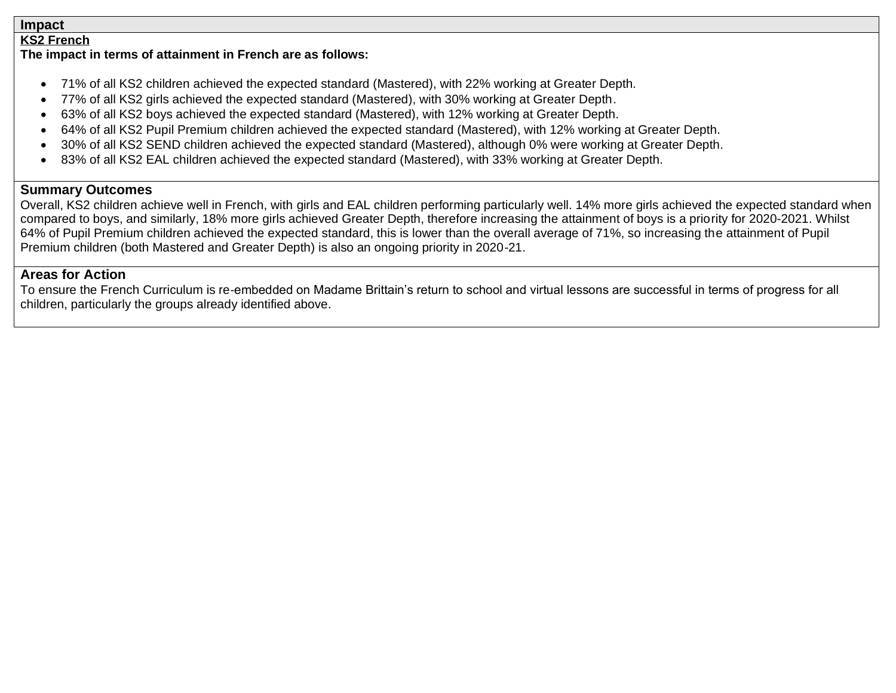## Impact

**KS2 French**

**The impact in terms of attainment in French are as follows:**

- 71% of all KS2 children achieved the expected standard (Mastered), with 22% working at Greater Depth.
- 77% of all KS2 girls achieved the expected standard (Mastered), with 30% working at Greater Depth.
- 63% of all KS2 boys achieved the expected standard (Mastered), with 12% working at Greater Depth.
- 64% of all KS2 Pupil Premium children achieved the expected standard (Mastered), with 12% working at Greater Depth.
- 30% of all KS2 SEND children achieved the expected standard (Mastered), although 0% were working at Greater Depth.
- 83% of all KS2 EAL children achieved the expected standard (Mastered), with 33% working at Greater Depth.

## Summary Outcomes

Overall, KS2 children achieve well in French, with girls and EAL children performing particularly well. 14% more girls achieved the expected standard when compared to boys, and similarly, 18% more girls achieved Greater Depth, therefore increasing the attainment of boys is a priority for 2020-2021. Whilst 64% of Pupil Premium children achieved the expected standard, this is lower than the overall average of 71%, so increasing the attainment of Pupil Premium children (both Mastered and Greater Depth) is also an ongoing priority in 2020-21.

## Areas for Action

To ensure the French Curriculum is re-embedded on Madame Brittain's return to school and virtual lessons are successful in terms of progress for all children, particularly the groups already identified above.